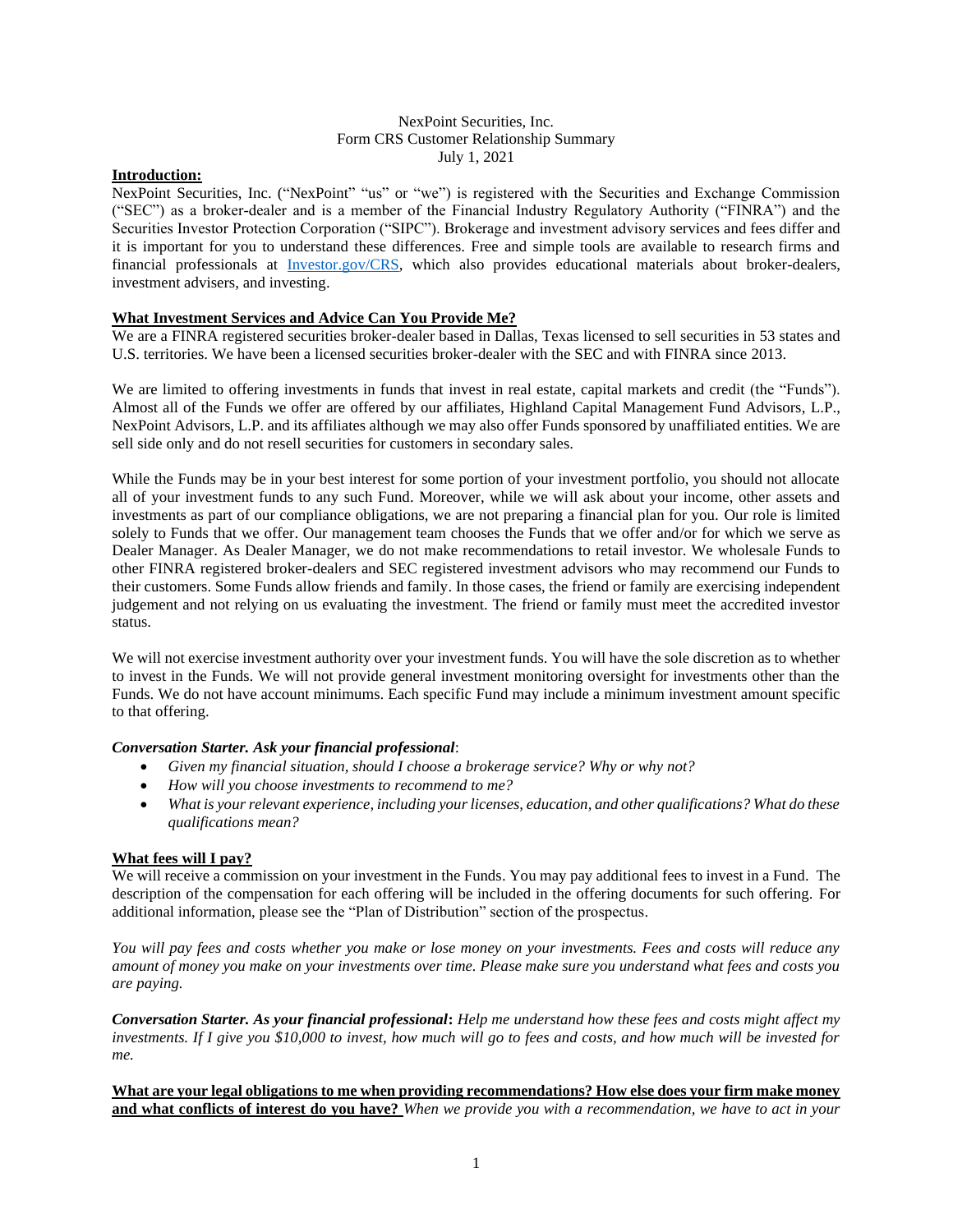NexPoint Securities, Inc.
Form CRS Customer Relationship Summary
July 1, 2021

**Introduction:**

NexPoint Securities, Inc. ("NexPoint" "us" or "we") is registered with the Securities and Exchange Commission ("SEC") as a broker-dealer and is a member of the Financial Industry Regulatory Authority ("FINRA") and the Securities Investor Protection Corporation ("SIPC"). Brokerage and investment advisory services and fees differ and it is important for you to understand these differences. Free and simple tools are available to research firms and financial professionals at [Investor.gov/CRS](Investor.gov/CRS), which also provides educational materials about broker-dealers, investment advisers, and investing.

**What Investment Services and Advice Can You Provide Me?**

We are a FINRA registered securities broker-dealer based in Dallas, Texas licensed to sell securities in 53 states and U.S. territories. We have been a licensed securities broker-dealer with the SEC and with FINRA since 2013.

We are limited to offering investments in funds that invest in real estate, capital markets and credit (the "Funds"). Almost all of the Funds we offer are offered by our affiliates, Highland Capital Management Fund Advisors, L.P., NexPoint Advisors, L.P. and its affiliates although we may also offer Funds sponsored by unaffiliated entities. We are sell side only and do not resell securities for customers in secondary sales.

While the Funds may be in your best interest for some portion of your investment portfolio, you should not allocate all of your investment funds to any such Fund. Moreover, while we will ask about your income, other assets and investments as part of our compliance obligations, we are not preparing a financial plan for you. Our role is limited solely to Funds that we offer. Our management team chooses the Funds that we offer and/or for which we serve as Dealer Manager. As Dealer Manager, we do not make recommendations to retail investor. We wholesale Funds to other FINRA registered broker-dealers and SEC registered investment advisors who may recommend our Funds to their customers. Some Funds allow friends and family. In those cases, the friend or family are exercising independent judgement and not relying on us evaluating the investment. The friend or family must meet the accredited investor status.

We will not exercise investment authority over your investment funds. You will have the sole discretion as to whether to invest in the Funds. We will not provide general investment monitoring oversight for investments other than the Funds. We do not have account minimums. Each specific Fund may include a minimum investment amount specific to that offering.

***Conversation Starter. Ask your financial professional***:

- *Given my financial situation, should I choose a brokerage service? Why or why not?*
- *How will you choose investments to recommend to me?*
- *What is your relevant experience, including your licenses, education, and other qualifications? What do these qualifications mean?*

**What fees will I pay?**

We will receive a commission on your investment in the Funds. You may pay additional fees to invest in a Fund. The description of the compensation for each offering will be included in the offering documents for such offering. For additional information, please see the "Plan of Distribution" section of the prospectus.

*You will pay fees and costs whether you make or lose money on your investments. Fees and costs will reduce any amount of money you make on your investments over time. Please make sure you understand what fees and costs you are paying.*

***Conversation Starter. As your financial professional*****:** *Help me understand how these fees and costs might affect my investments. If I give you $10,000 to invest, how much will go to fees and costs, and how much will be invested for me.*

**What are your legal obligations to me when providing recommendations? How else does your firm make money and what conflicts of interest do you have?** *When we provide you with a recommendation, we have to act in your*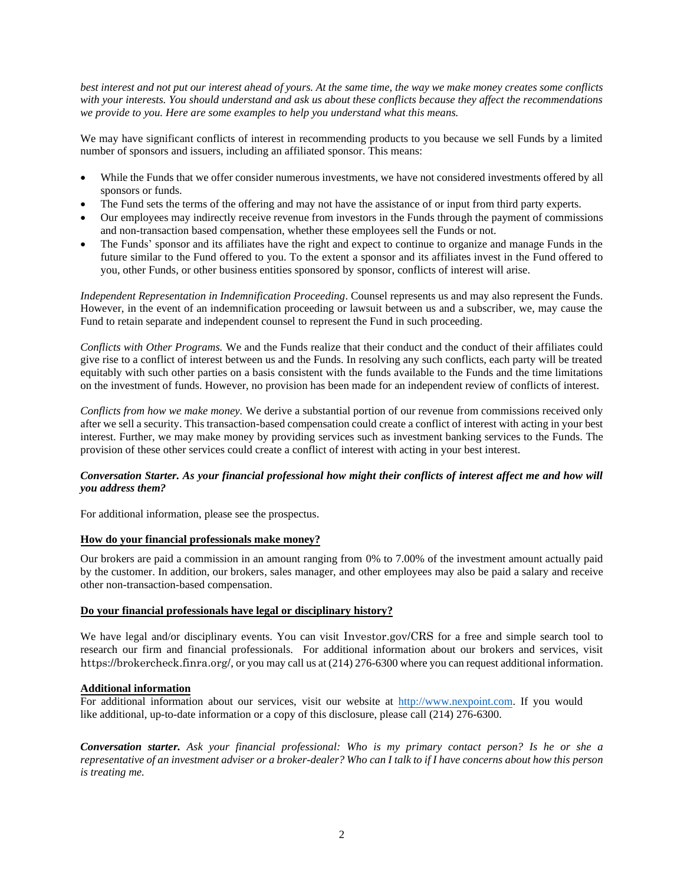*best interest and not put our interest ahead of yours. At the same time, the way we make money creates some conflicts with your interests. You should understand and ask us about these conflicts because they affect the recommendations we provide to you. Here are some examples to help you understand what this means.*

We may have significant conflicts of interest in recommending products to you because we sell Funds by a limited number of sponsors and issuers, including an affiliated sponsor. This means:

- While the Funds that we offer consider numerous investments, we have not considered investments offered by all sponsors or funds.
- The Fund sets the terms of the offering and may not have the assistance of or input from third party experts.
- Our employees may indirectly receive revenue from investors in the Funds through the payment of commissions and non-transaction based compensation, whether these employees sell the Funds or not.
- The Funds' sponsor and its affiliates have the right and expect to continue to organize and manage Funds in the future similar to the Fund offered to you. To the extent a sponsor and its affiliates invest in the Fund offered to you, other Funds, or other business entities sponsored by sponsor, conflicts of interest will arise.

*Independent Representation in Indemnification Proceeding*. Counsel represents us and may also represent the Funds. However, in the event of an indemnification proceeding or lawsuit between us and a subscriber, we, may cause the Fund to retain separate and independent counsel to represent the Fund in such proceeding.

*Conflicts with Other Programs.* We and the Funds realize that their conduct and the conduct of their affiliates could give rise to a conflict of interest between us and the Funds. In resolving any such conflicts, each party will be treated equitably with such other parties on a basis consistent with the funds available to the Funds and the time limitations on the investment of funds. However, no provision has been made for an independent review of conflicts of interest.

*Conflicts from how we make money.* We derive a substantial portion of our revenue from commissions received only after we sell a security. This transaction-based compensation could create a conflict of interest with acting in your best interest. Further, we may make money by providing services such as investment banking services to the Funds. The provision of these other services could create a conflict of interest with acting in your best interest.

***Conversation Starter. As your financial professional how might their conflicts of interest affect me and how will you address them?***

For additional information, please see the prospectus.

**How do your financial professionals make money?**

Our brokers are paid a commission in an amount ranging from 0% to 7.00% of the investment amount actually paid by the customer. In addition, our brokers, sales manager, and other employees may also be paid a salary and receive other non-transaction-based compensation.

**Do your financial professionals have legal or disciplinary history?**

We have legal and/or disciplinary events. You can visit Investor.gov/CRS for a free and simple search tool to research our firm and financial professionals. For additional information about our brokers and services, visit https://brokercheck.finra.org/, or you may call us at (214) 276-6300 where you can request additional information.

**Additional information**

For additional information about our services, visit our website at http://www.nexpoint.com. If you would like additional, up-to-date information or a copy of this disclosure, please call (214) 276-6300.

***Conversation starter.*** *Ask your financial professional: Who is my primary contact person? Is he or she a representative of an investment adviser or a broker-dealer? Who can I talk to if I have concerns about how this person is treating me.*